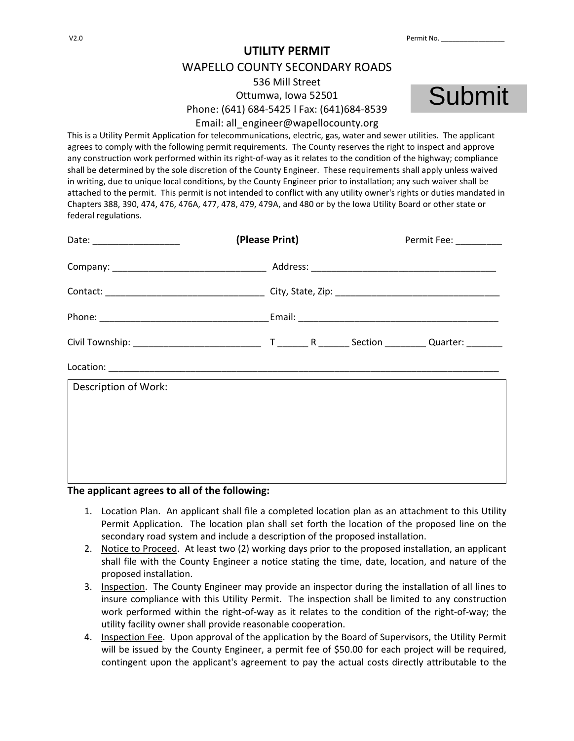V2.0

Permit No. ________________

# UTILITY PERMIT

## WAPELLO COUNTY SECONDARY ROADS

536 Mill Street
Ottumwa, Iowa 52501
Phone: (641) 684-5425 l Fax: (641)684-8539
Email: all_engineer@wapellocounty.org

Submit

This is a Utility Permit Application for telecommunications, electric, gas, water and sewer utilities. The applicant agrees to comply with the following permit requirements. The County reserves the right to inspect and approve any construction work performed within its right-of-way as it relates to the condition of the highway; compliance shall be determined by the sole discretion of the County Engineer. These requirements shall apply unless waived in writing, due to unique local conditions, by the County Engineer prior to installation; any such waiver shall be attached to the permit. This permit is not intended to conflict with any utility owner's rights or duties mandated in Chapters 388, 390, 474, 476, 476A, 477, 478, 479, 479A, and 480 or by the Iowa Utility Board or other state or federal regulations.

Date: ________________ **(Please Print)** Permit Fee: _________

Company: ______________________________ Address: ____________________________________

Contact: _______________________________ City, State, Zip: _______________________________

Phone: _________________________________ Email: ______________________________________

Civil Township: _________________________ T ______ R ______ Section ________ Quarter: _______

Location: ____________________________________________________________________________

Description of Work:

**The applicant agrees to all of the following:**

1. Location Plan. An applicant shall file a completed location plan as an attachment to this Utility Permit Application. The location plan shall set forth the location of the proposed line on the secondary road system and include a description of the proposed installation.
2. Notice to Proceed. At least two (2) working days prior to the proposed installation, an applicant shall file with the County Engineer a notice stating the time, date, location, and nature of the proposed installation.
3. Inspection. The County Engineer may provide an inspector during the installation of all lines to insure compliance with this Utility Permit. The inspection shall be limited to any construction work performed within the right-of-way as it relates to the condition of the right-of-way; the utility facility owner shall provide reasonable cooperation.
4. Inspection Fee. Upon approval of the application by the Board of Supervisors, the Utility Permit will be issued by the County Engineer, a permit fee of $50.00 for each project will be required, contingent upon the applicant's agreement to pay the actual costs directly attributable to the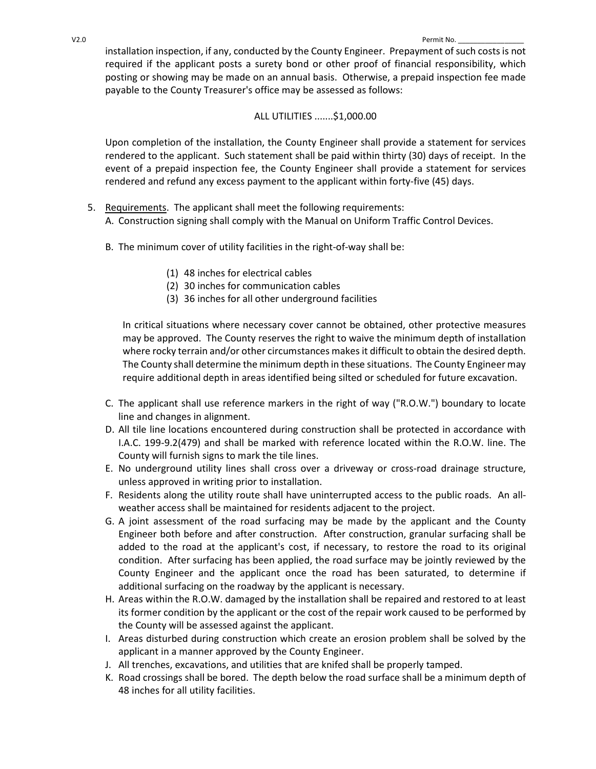installation inspection, if any, conducted by the County Engineer. Prepayment of such costs is not required if the applicant posts a surety bond or other proof of financial responsibility, which posting or showing may be made on an annual basis. Otherwise, a prepaid inspection fee made payable to the County Treasurer's office may be assessed as follows:

ALL UTILITIES .......$1,000.00

Upon completion of the installation, the County Engineer shall provide a statement for services rendered to the applicant. Such statement shall be paid within thirty (30) days of receipt. In the event of a prepaid inspection fee, the County Engineer shall provide a statement for services rendered and refund any excess payment to the applicant within forty-five (45) days.

5. <u>Requirements</u>. The applicant shall meet the following requirements:

   A. Construction signing shall comply with the Manual on Uniform Traffic Control Devices.

   B. The minimum cover of utility facilities in the right-of-way shall be:

      (1) 48 inches for electrical cables
      (2) 30 inches for communication cables
      (3) 36 inches for all other underground facilities

      In critical situations where necessary cover cannot be obtained, other protective measures may be approved. The County reserves the right to waive the minimum depth of installation where rocky terrain and/or other circumstances makes it difficult to obtain the desired depth. The County shall determine the minimum depth in these situations. The County Engineer may require additional depth in areas identified being silted or scheduled for future excavation.

   C. The applicant shall use reference markers in the right of way ("R.O.W.") boundary to locate line and changes in alignment.

   D. All tile line locations encountered during construction shall be protected in accordance with I.A.C. 199-9.2(479) and shall be marked with reference located within the R.O.W. line. The County will furnish signs to mark the tile lines.

   E. No underground utility lines shall cross over a driveway or cross-road drainage structure, unless approved in writing prior to installation.

   F. Residents along the utility route shall have uninterrupted access to the public roads. An all-weather access shall be maintained for residents adjacent to the project.

   G. A joint assessment of the road surfacing may be made by the applicant and the County Engineer both before and after construction. After construction, granular surfacing shall be added to the road at the applicant's cost, if necessary, to restore the road to its original condition. After surfacing has been applied, the road surface may be jointly reviewed by the County Engineer and the applicant once the road has been saturated, to determine if additional surfacing on the roadway by the applicant is necessary.

   H. Areas within the R.O.W. damaged by the installation shall be repaired and restored to at least its former condition by the applicant or the cost of the repair work caused to be performed by the County will be assessed against the applicant.

   I. Areas disturbed during construction which create an erosion problem shall be solved by the applicant in a manner approved by the County Engineer.

   J. All trenches, excavations, and utilities that are knifed shall be properly tamped.

   K. Road crossings shall be bored. The depth below the road surface shall be a minimum depth of 48 inches for all utility facilities.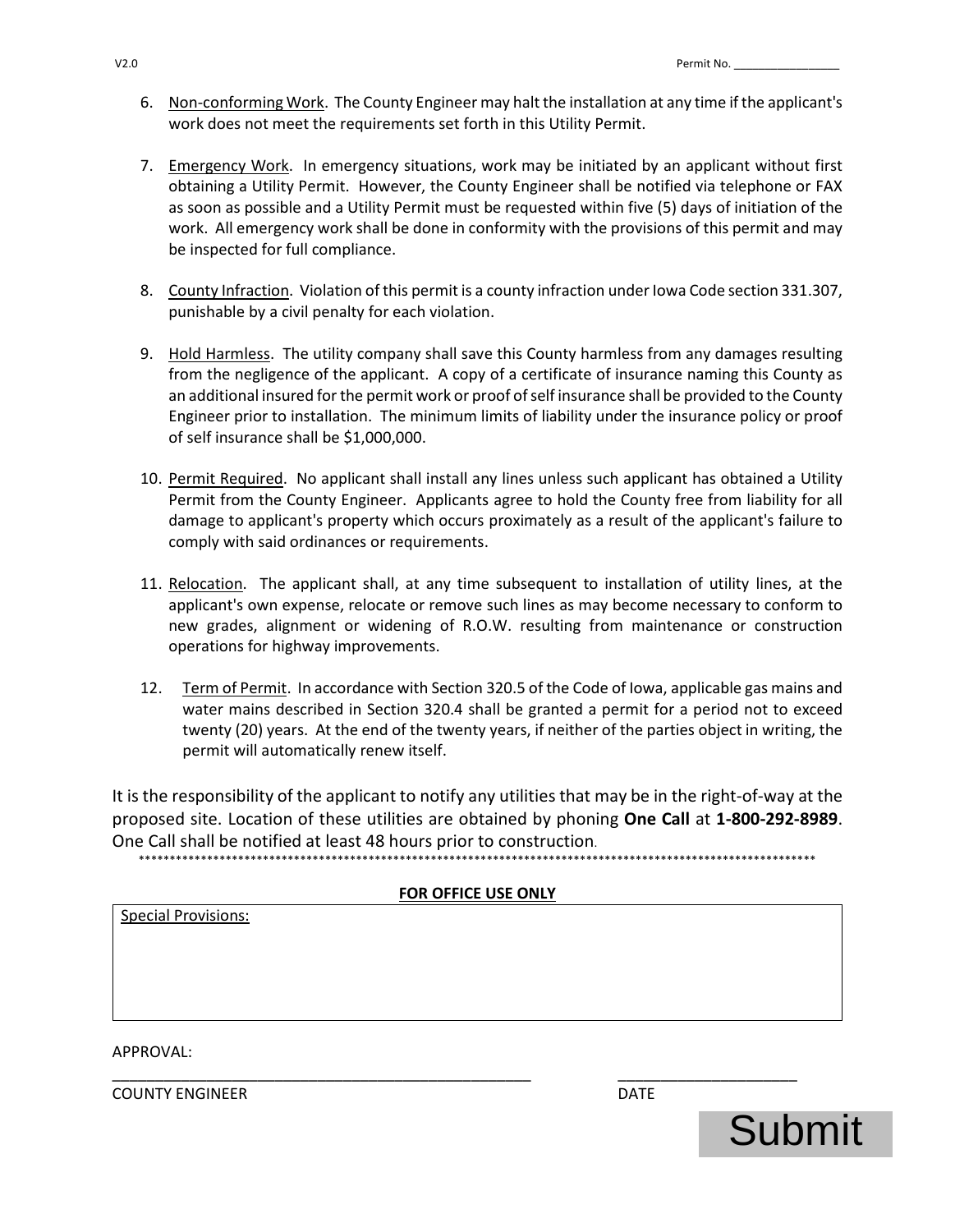6. Non-conforming Work. The County Engineer may halt the installation at any time if the applicant's work does not meet the requirements set forth in this Utility Permit.

7. Emergency Work. In emergency situations, work may be initiated by an applicant without first obtaining a Utility Permit. However, the County Engineer shall be notified via telephone or FAX as soon as possible and a Utility Permit must be requested within five (5) days of initiation of the work. All emergency work shall be done in conformity with the provisions of this permit and may be inspected for full compliance.

8. County Infraction. Violation of this permit is a county infraction under Iowa Code section 331.307, punishable by a civil penalty for each violation.

9. Hold Harmless. The utility company shall save this County harmless from any damages resulting from the negligence of the applicant. A copy of a certificate of insurance naming this County as an additional insured for the permit work or proof of self insurance shall be provided to the County Engineer prior to installation. The minimum limits of liability under the insurance policy or proof of self insurance shall be $1,000,000.

10. Permit Required. No applicant shall install any lines unless such applicant has obtained a Utility Permit from the County Engineer. Applicants agree to hold the County free from liability for all damage to applicant's property which occurs proximately as a result of the applicant's failure to comply with said ordinances or requirements.

11. Relocation. The applicant shall, at any time subsequent to installation of utility lines, at the applicant's own expense, relocate or remove such lines as may become necessary to conform to new grades, alignment or widening of R.O.W. resulting from maintenance or construction operations for highway improvements.

12. Term of Permit. In accordance with Section 320.5 of the Code of Iowa, applicable gas mains and water mains described in Section 320.4 shall be granted a permit for a period not to exceed twenty (20) years. At the end of the twenty years, if neither of the parties object in writing, the permit will automatically renew itself.

It is the responsibility of the applicant to notify any utilities that may be in the right-of-way at the proposed site. Location of these utilities are obtained by phoning **One Call** at **1-800-292-8989**. One Call shall be notified at least 48 hours prior to construction.

****************************************************************************************************************

**FOR OFFICE USE ONLY**

Special Provisions:

APPROVAL:

_______________________________________________ ____________________

COUNTY ENGINEER DATE

Submit